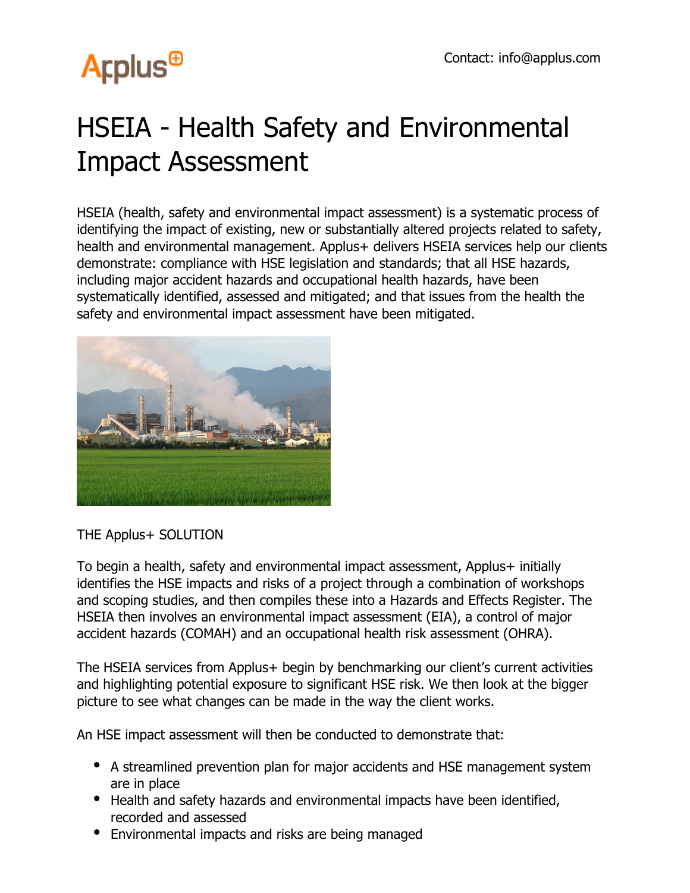Applus+

Contact: info@applus.com

# HSEIA - Health Safety and Environmental Impact Assessment

HSEIA (health, safety and environmental impact assessment) is a systematic process of identifying the impact of existing, new or substantially altered projects related to safety, health and environmental management. Applus+ delivers HSEIA services help our clients demonstrate: compliance with HSE legislation and standards; that all HSE hazards, including major accident hazards and occupational health hazards, have been systematically identified, assessed and mitigated; and that issues from the health the safety and environmental impact assessment have been mitigated.

THE Applus+ SOLUTION

To begin a health, safety and environmental impact assessment, Applus+ initially identifies the HSE impacts and risks of a project through a combination of workshops and scoping studies, and then compiles these into a Hazards and Effects Register. The HSEIA then involves an environmental impact assessment (EIA), a control of major accident hazards (COMAH) and an occupational health risk assessment (OHRA).

The HSEIA services from Applus+ begin by benchmarking our client's current activities and highlighting potential exposure to significant HSE risk. We then look at the bigger picture to see what changes can be made in the way the client works.

An HSE impact assessment will then be conducted to demonstrate that:

- A streamlined prevention plan for major accidents and HSE management system are in place
- Health and safety hazards and environmental impacts have been identified, recorded and assessed
- Environmental impacts and risks are being managed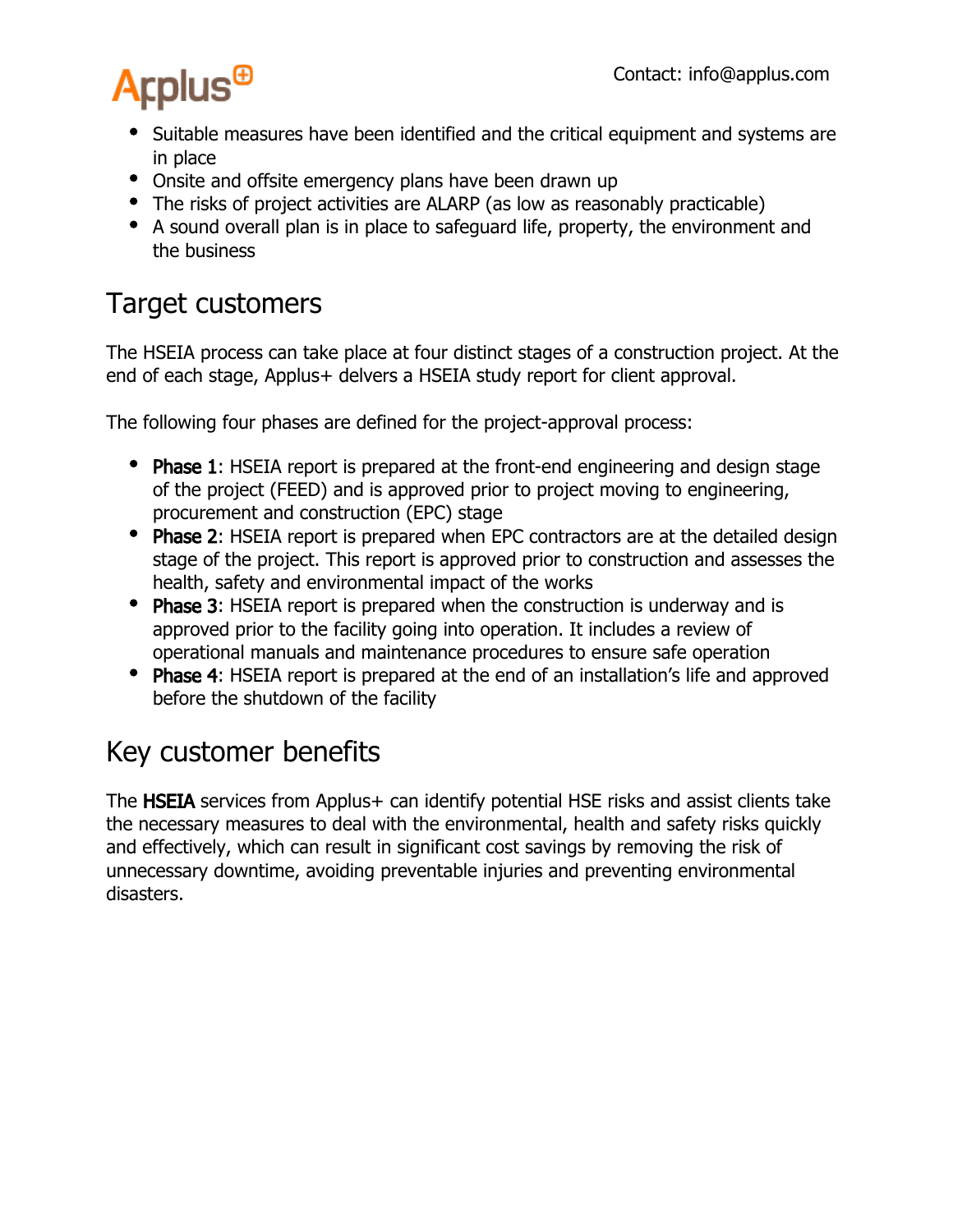- Suitable measures have been identified and the critical equipment and systems are in place
- Onsite and offsite emergency plans have been drawn up
- The risks of project activities are ALARP (as low as reasonably practicable)
- A sound overall plan is in place to safeguard life, property, the environment and the business

## Target customers

The HSEIA process can take place at four distinct stages of a construction project. At the end of each stage, Applus+ delvers a HSEIA study report for client approval.

The following four phases are defined for the project-approval process:

- **Phase 1**: HSEIA report is prepared at the front-end engineering and design stage of the project (FEED) and is approved prior to project moving to engineering, procurement and construction (EPC) stage
- **Phase 2**: HSEIA report is prepared when EPC contractors are at the detailed design stage of the project. This report is approved prior to construction and assesses the health, safety and environmental impact of the works
- **Phase 3**: HSEIA report is prepared when the construction is underway and is approved prior to the facility going into operation. It includes a review of operational manuals and maintenance procedures to ensure safe operation
- **Phase 4**: HSEIA report is prepared at the end of an installation's life and approved before the shutdown of the facility

## Key customer benefits

The **HSEIA** services from Applus+ can identify potential HSE risks and assist clients take the necessary measures to deal with the environmental, health and safety risks quickly and effectively, which can result in significant cost savings by removing the risk of unnecessary downtime, avoiding preventable injuries and preventing environmental disasters.